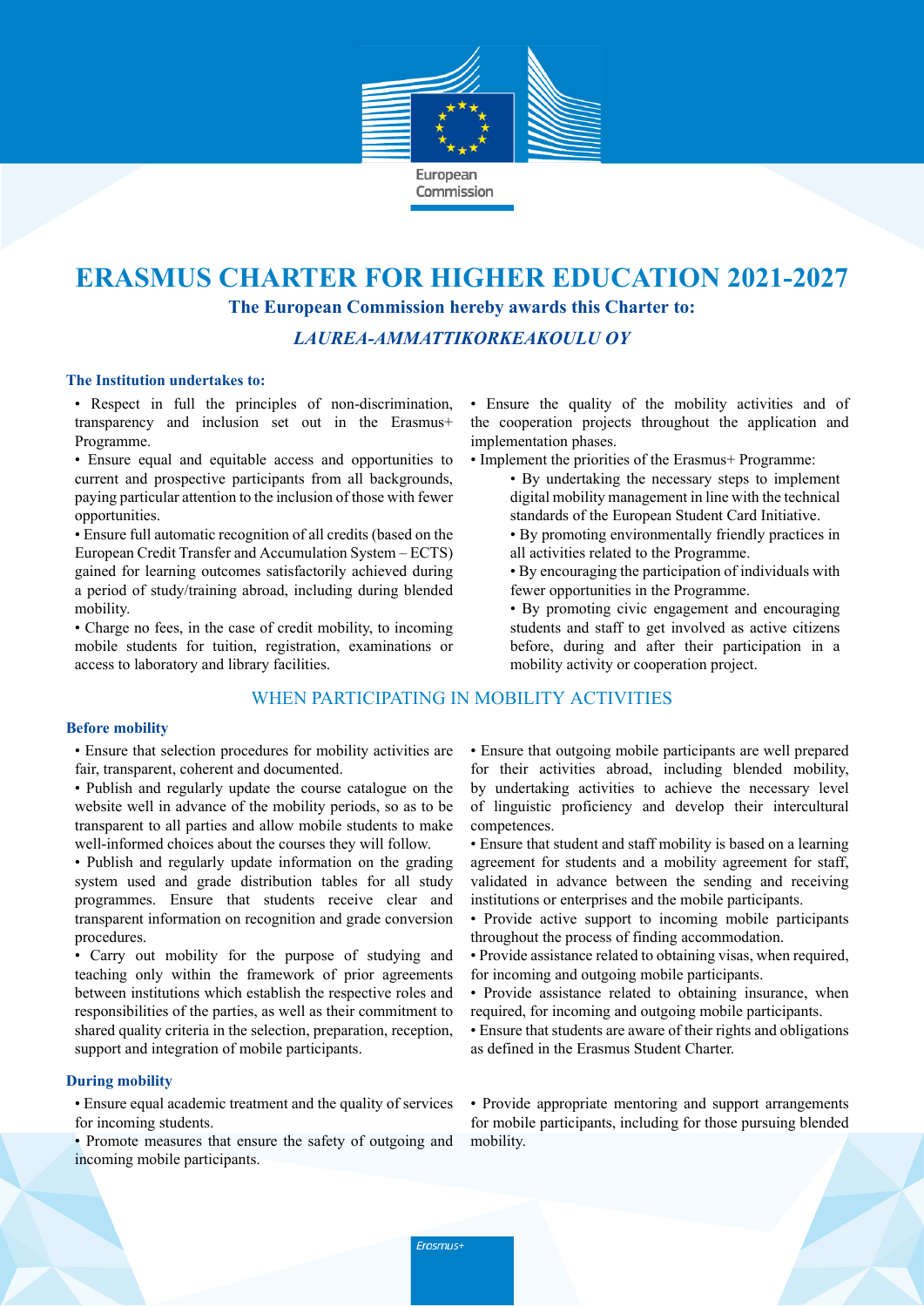European Commission

# ERASMUS CHARTER FOR HIGHER EDUCATION 2021-2027

**The European Commission hereby awards this Charter to:**

***LAUREA-AMMATTIKORKEAKOULU OY***

### The Institution undertakes to:

- Respect in full the principles of non-discrimination, transparency and inclusion set out in the Erasmus+ Programme.
- Ensure equal and equitable access and opportunities to current and prospective participants from all backgrounds, paying particular attention to the inclusion of those with fewer opportunities.
- Ensure full automatic recognition of all credits (based on the European Credit Transfer and Accumulation System – ECTS) gained for learning outcomes satisfactorily achieved during a period of study/training abroad, including during blended mobility.
- Charge no fees, in the case of credit mobility, to incoming mobile students for tuition, registration, examinations or access to laboratory and library facilities.
- Ensure the quality of the mobility activities and of the cooperation projects throughout the application and implementation phases.
- Implement the priorities of the Erasmus+ Programme:
  - By undertaking the necessary steps to implement digital mobility management in line with the technical standards of the European Student Card Initiative.
  - By promoting environmentally friendly practices in all activities related to the Programme.
  - By encouraging the participation of individuals with fewer opportunities in the Programme.
  - By promoting civic engagement and encouraging students and staff to get involved as active citizens before, during and after their participation in a mobility activity or cooperation project.

## WHEN PARTICIPATING IN MOBILITY ACTIVITIES

### Before mobility

- Ensure that selection procedures for mobility activities are fair, transparent, coherent and documented.
- Publish and regularly update the course catalogue on the website well in advance of the mobility periods, so as to be transparent to all parties and allow mobile students to make well-informed choices about the courses they will follow.
- Publish and regularly update information on the grading system used and grade distribution tables for all study programmes. Ensure that students receive clear and transparent information on recognition and grade conversion procedures.
- Carry out mobility for the purpose of studying and teaching only within the framework of prior agreements between institutions which establish the respective roles and responsibilities of the parties, as well as their commitment to shared quality criteria in the selection, preparation, reception, support and integration of mobile participants.
- Ensure that outgoing mobile participants are well prepared for their activities abroad, including blended mobility, by undertaking activities to achieve the necessary level of linguistic proficiency and develop their intercultural competences.
- Ensure that student and staff mobility is based on a learning agreement for students and a mobility agreement for staff, validated in advance between the sending and receiving institutions or enterprises and the mobile participants.
- Provide active support to incoming mobile participants throughout the process of finding accommodation.
- Provide assistance related to obtaining visas, when required, for incoming and outgoing mobile participants.
- Provide assistance related to obtaining insurance, when required, for incoming and outgoing mobile participants.
- Ensure that students are aware of their rights and obligations as defined in the Erasmus Student Charter.

### During mobility

- Ensure equal academic treatment and the quality of services for incoming students.
- Promote measures that ensure the safety of outgoing and incoming mobile participants.
- Provide appropriate mentoring and support arrangements for mobile participants, including for those pursuing blended mobility.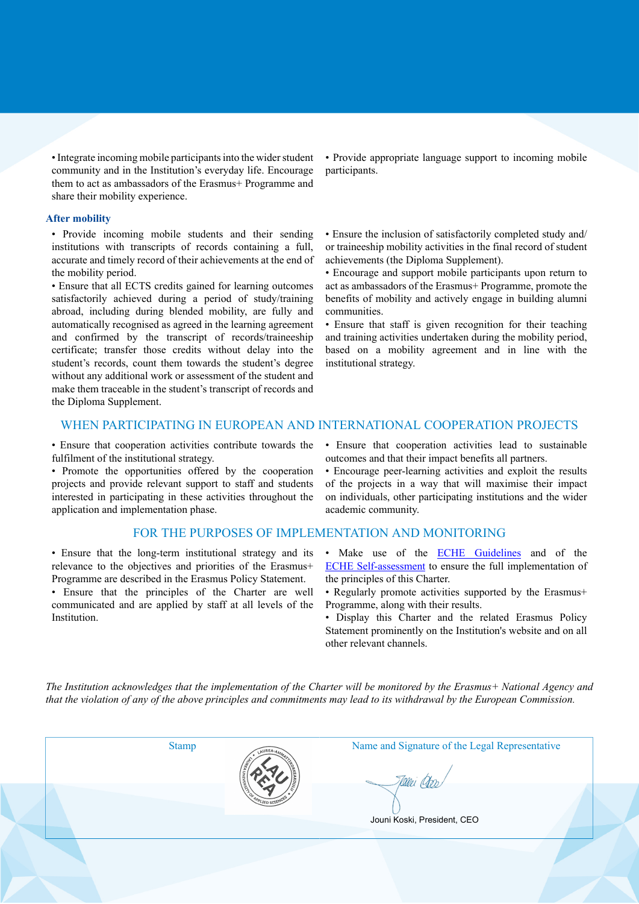- Integrate incoming mobile participants into the wider student community and in the Institution's everyday life. Encourage them to act as ambassadors of the Erasmus+ Programme and share their mobility experience.
- Provide appropriate language support to incoming mobile participants.

### After mobility

- Provide incoming mobile students and their sending institutions with transcripts of records containing a full, accurate and timely record of their achievements at the end of the mobility period.
- Ensure that all ECTS credits gained for learning outcomes satisfactorily achieved during a period of study/training abroad, including during blended mobility, are fully and automatically recognised as agreed in the learning agreement and confirmed by the transcript of records/traineeship certificate; transfer those credits without delay into the student's records, count them towards the student's degree without any additional work or assessment of the student and make them traceable in the student's transcript of records and the Diploma Supplement.
- Ensure the inclusion of satisfactorily completed study and/or traineeship mobility activities in the final record of student achievements (the Diploma Supplement).
- Encourage and support mobile participants upon return to act as ambassadors of the Erasmus+ Programme, promote the benefits of mobility and actively engage in building alumni communities.
- Ensure that staff is given recognition for their teaching and training activities undertaken during the mobility period, based on a mobility agreement and in line with the institutional strategy.

## WHEN PARTICIPATING IN EUROPEAN AND INTERNATIONAL COOPERATION PROJECTS

- Ensure that cooperation activities contribute towards the fulfilment of the institutional strategy.
- Promote the opportunities offered by the cooperation projects and provide relevant support to staff and students interested in participating in these activities throughout the application and implementation phase.
- Ensure that cooperation activities lead to sustainable outcomes and that their impact benefits all partners.
- Encourage peer-learning activities and exploit the results of the projects in a way that will maximise their impact on individuals, other participating institutions and the wider academic community.

## FOR THE PURPOSES OF IMPLEMENTATION AND MONITORING

- Ensure that the long-term institutional strategy and its relevance to the objectives and priorities of the Erasmus+ Programme are described in the Erasmus Policy Statement.
- Ensure that the principles of the Charter are well communicated and are applied by staff at all levels of the Institution.
- Make use of the ECHE Guidelines and of the ECHE Self-assessment to ensure the full implementation of the principles of this Charter.
- Regularly promote activities supported by the Erasmus+ Programme, along with their results.
- Display this Charter and the related Erasmus Policy Statement prominently on the Institution's website and on all other relevant channels.

*The Institution acknowledges that the implementation of the Charter will be monitored by the Erasmus+ National Agency and that the violation of any of the above principles and commitments may lead to its withdrawal by the European Commission.*

| Stamp | Name and Signature of the Legal Representative |
| --- | --- |
| LAUREA-AMMATTIKORKEAKOULU / LAUREA UNIVERSITY OF APPLIED SCIENCES | Jouni Koski, President, CEO |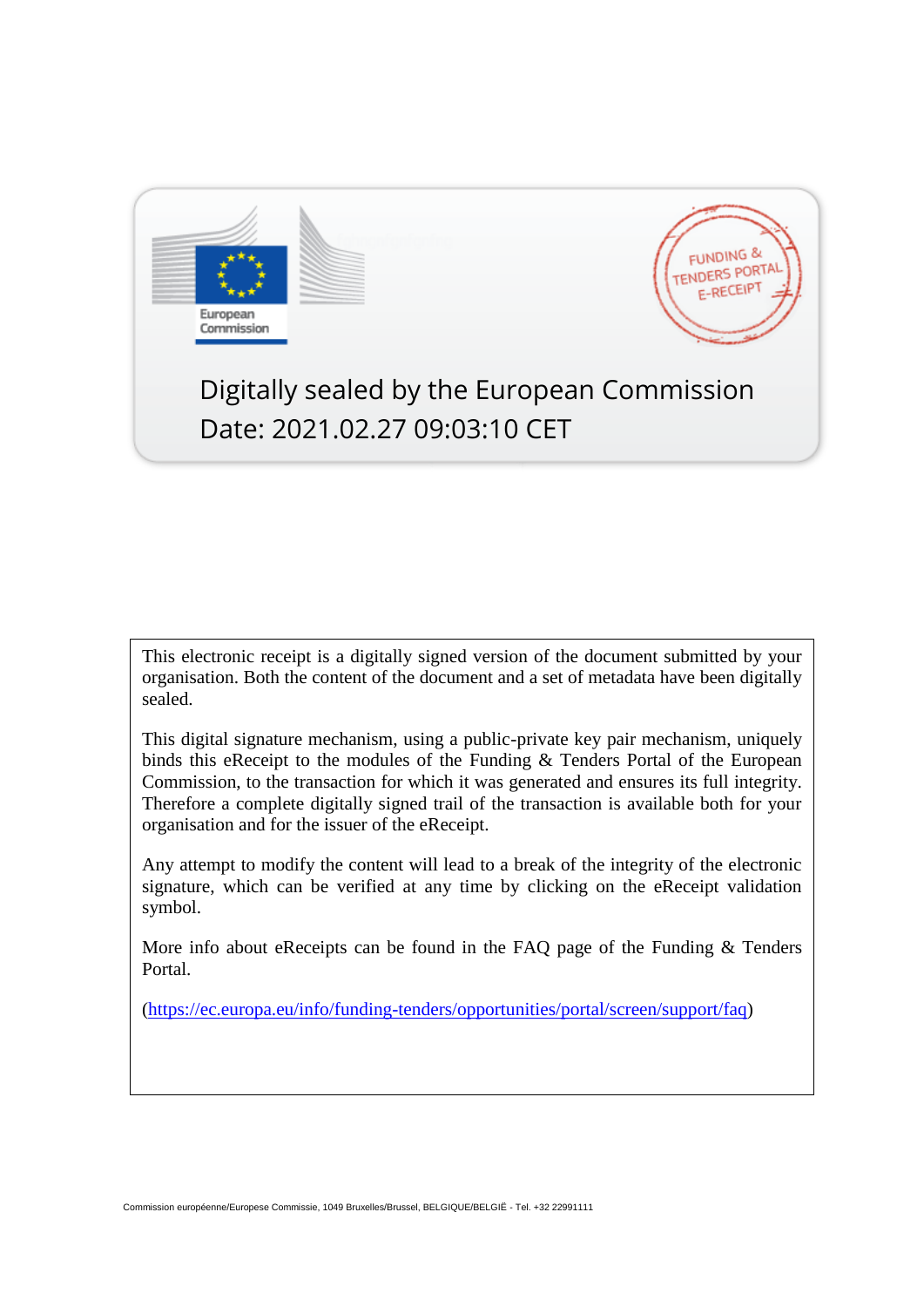European Commission

FUNDING & TENDERS PORTAL E-RECEIPT

Digitally sealed by the European Commission
Date: 2021.02.27 09:03:10 CET

This electronic receipt is a digitally signed version of the document submitted by your organisation. Both the content of the document and a set of metadata have been digitally sealed.

This digital signature mechanism, using a public-private key pair mechanism, uniquely binds this eReceipt to the modules of the Funding & Tenders Portal of the European Commission, to the transaction for which it was generated and ensures its full integrity. Therefore a complete digitally signed trail of the transaction is available both for your organisation and for the issuer of the eReceipt.

Any attempt to modify the content will lead to a break of the integrity of the electronic signature, which can be verified at any time by clicking on the eReceipt validation symbol.

More info about eReceipts can be found in the FAQ page of the Funding & Tenders Portal.

(https://ec.europa.eu/info/funding-tenders/opportunities/portal/screen/support/faq)

Commission européenne/Europese Commissie, 1049 Bruxelles/Brussel, BELGIQUE/BELGIË - Tel. +32 22991111